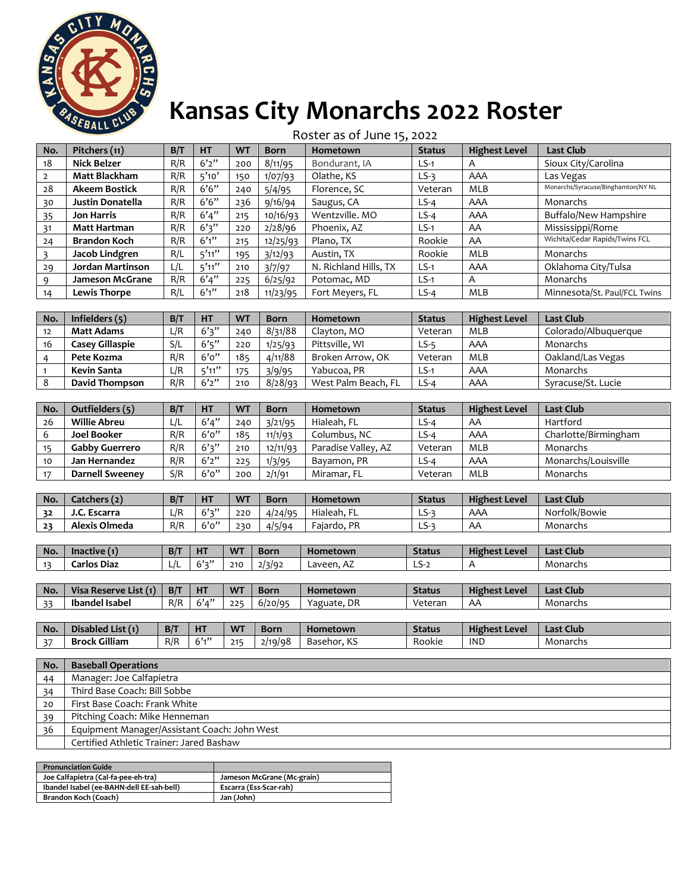# Kansas City Monarchs 2022 Roster

Roster as of June 15, 2022

| No. | Pitchers (11) | B/T | HT | WT | Born | Hometown | Status | Highest Level | Last Club |
|---|---|---|---|---|---|---|---|---|---|
| 18 | **Nick Belzer** | R/R | 6'2" | 200 | 8/11/95 | Bondurant, IA | LS-1 | A | Sioux City/Carolina |
| 2 | **Matt Blackham** | R/R | 5'10' | 150 | 1/07/93 | Olathe, KS | LS-3 | AAA | Las Vegas |
| 28 | **Akeem Bostick** | R/R | 6'6" | 240 | 5/4/95 | Florence, SC | Veteran | MLB | Monarchs/Syracuse/Binghamton/NY NL |
| 30 | **Justin Donatella** | R/R | 6'6" | 236 | 9/16/94 | Saugus, CA | LS-4 | AAA | Monarchs |
| 35 | **Jon Harris** | R/R | 6'4" | 215 | 10/16/93 | Wentzville. MO | LS-4 | AAA | Buffalo/New Hampshire |
| 31 | **Matt Hartman** | R/R | 6'3" | 220 | 2/28/96 | Phoenix, AZ | LS-1 | AA | Mississippi/Rome |
| 24 | **Brandon Koch** | R/R | 6'1" | 215 | 12/25/93 | Plano, TX | Rookie | AA | Wichita/Cedar Rapids/Twins FCL |
| 3 | **Jacob Lindgren** | R/L | 5'11" | 195 | 3/12/93 | Austin, TX | Rookie | MLB | Monarchs |
| 29 | **Jordan Martinson** | L/L | 5'11" | 210 | 3/7/97 | N. Richland Hills, TX | LS-1 | AAA | Oklahoma City/Tulsa |
| 9 | **Jameson McGrane** | R/R | 6'4" | 225 | 6/25/92 | Potomac, MD | LS-1 | A | Monarchs |
| 14 | **Lewis Thorpe** | R/L | 6'1" | 218 | 11/23/95 | Fort Meyers, FL | LS-4 | MLB | Minnesota/St. Paul/FCL Twins |

| No. | Infielders (5) | B/T | HT | WT | Born | Hometown | Status | Highest Level | Last Club |
|---|---|---|---|---|---|---|---|---|---|
| 12 | **Matt Adams** | L/R | 6'3" | 240 | 8/31/88 | Clayton, MO | Veteran | MLB | Colorado/Albuquerque |
| 16 | **Casey Gillaspie** | S/L | 6'5" | 220 | 1/25/93 | Pittsville, WI | LS-5 | AAA | Monarchs |
| 4 | **Pete Kozma** | R/R | 6'0" | 185 | 4/11/88 | Broken Arrow, OK | Veteran | MLB | Oakland/Las Vegas |
| 1 | **Kevin Santa** | L/R | 5'11" | 175 | 3/9/95 | Yabucoa, PR | LS-1 | AAA | Monarchs |
| 8 | **David Thompson** | R/R | 6'2" | 210 | 8/28/93 | West Palm Beach, FL | LS-4 | AAA | Syracuse/St. Lucie |

| No. | Outfielders (5) | B/T | HT | WT | Born | Hometown | Status | Highest Level | Last Club |
|---|---|---|---|---|---|---|---|---|---|
| 26 | **Willie Abreu** | L/L | 6'4" | 240 | 3/21/95 | Hialeah, FL | LS-4 | AA | Hartford |
| 6 | **Joel Booker** | R/R | 6'0" | 185 | 11/1/93 | Columbus, NC | LS-4 | AAA | Charlotte/Birmingham |
| 15 | **Gabby Guerrero** | R/R | 6'3" | 210 | 12/11/93 | Paradise Valley, AZ | Veteran | MLB | Monarchs |
| 10 | **Jan Hernandez** | R/R | 6'2" | 225 | 1/3/95 | Bayamon, PR | LS-4 | AAA | Monarchs/Louisville |
| 17 | **Darnell Sweeney** | S/R | 6'0" | 200 | 2/1/91 | Miramar, FL | Veteran | MLB | Monarchs |

| No. | Catchers (2) | B/T | HT | WT | Born | Hometown | Status | Highest Level | Last Club |
|---|---|---|---|---|---|---|---|---|---|
| 32 | **J.C. Escarra** | L/R | 6'3" | 220 | 4/24/95 | Hialeah, FL | LS-3 | AAA | Norfolk/Bowie |
| 23 | **Alexis Olmeda** | R/R | 6'0" | 230 | 4/5/94 | Fajardo, PR | LS-3 | AA | Monarchs |

| No. | Inactive (1) | B/T | HT | WT | Born | Hometown | Status | Highest Level | Last Club |
|---|---|---|---|---|---|---|---|---|---|
| 13 | **Carlos Diaz** | L/L | 6'3" | 210 | 2/3/92 | Laveen, AZ | LS-2 | A | Monarchs |

| No. | Visa Reserve List (1) | B/T | HT | WT | Born | Hometown | Status | Highest Level | Last Club |
|---|---|---|---|---|---|---|---|---|---|
| 33 | **Ibandel Isabel** | R/R | 6'4" | 225 | 6/20/95 | Yaguate, DR | Veteran | AA | Monarchs |

| No. | Disabled List (1) | B/T | HT | WT | Born | Hometown | Status | Highest Level | Last Club |
|---|---|---|---|---|---|---|---|---|---|
| 37 | **Brock Gilliam** | R/R | 6'1" | 215 | 2/19/98 | Basehor, KS | Rookie | IND | Monarchs |

| No. | Baseball Operations |
|---|---|
| 44 | Manager: Joe Calfapietra |
| 34 | Third Base Coach: Bill Sobbe |
| 20 | First Base Coach: Frank White |
| 39 | Pitching Coach: Mike Henneman |
| 36 | Equipment Manager/Assistant Coach: John West |
| | Certified Athletic Trainer: Jared Bashaw |

| Pronunciation Guide | |
|---|---|
| Joe Calfapietra (Cal-fa-pee-eh-tra) | Jameson McGrane (Mc-grain) |
| Ibandel Isabel (ee-BAHN-dell EE-sah-bell) | Escarra (Ess-Scar-rah) |
| Brandon Koch (Coach) | Jan (John) |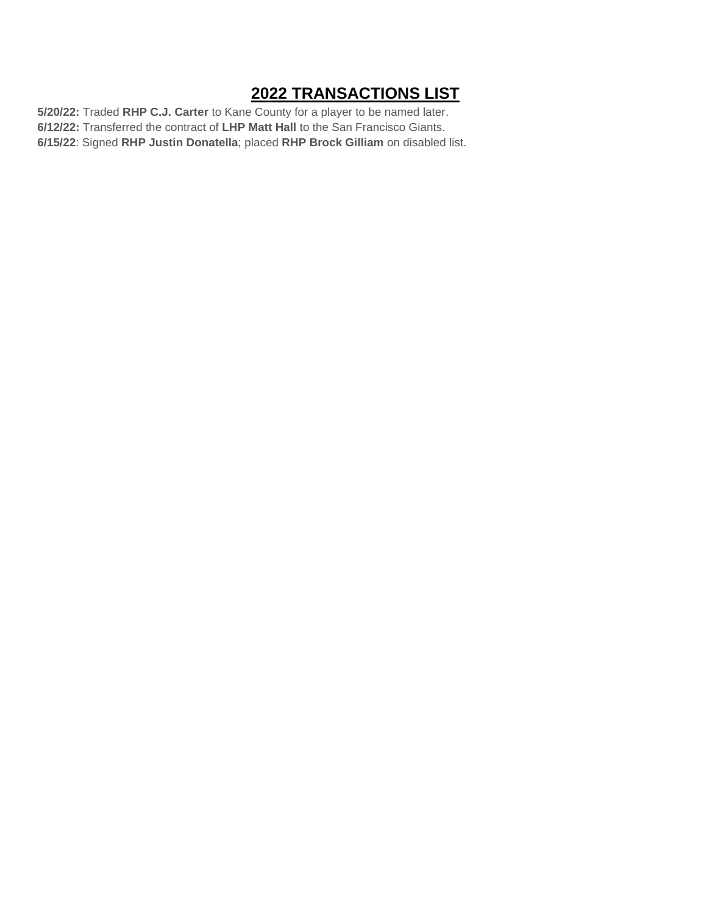## 2022 TRANSACTIONS LIST

**5/20/22:** Traded **RHP C.J. Carter** to Kane County for a player to be named later.
**6/12/22:** Transferred the contract of **LHP Matt Hall** to the San Francisco Giants.
**6/15/22**: Signed **RHP Justin Donatella**; placed **RHP Brock Gilliam** on disabled list.